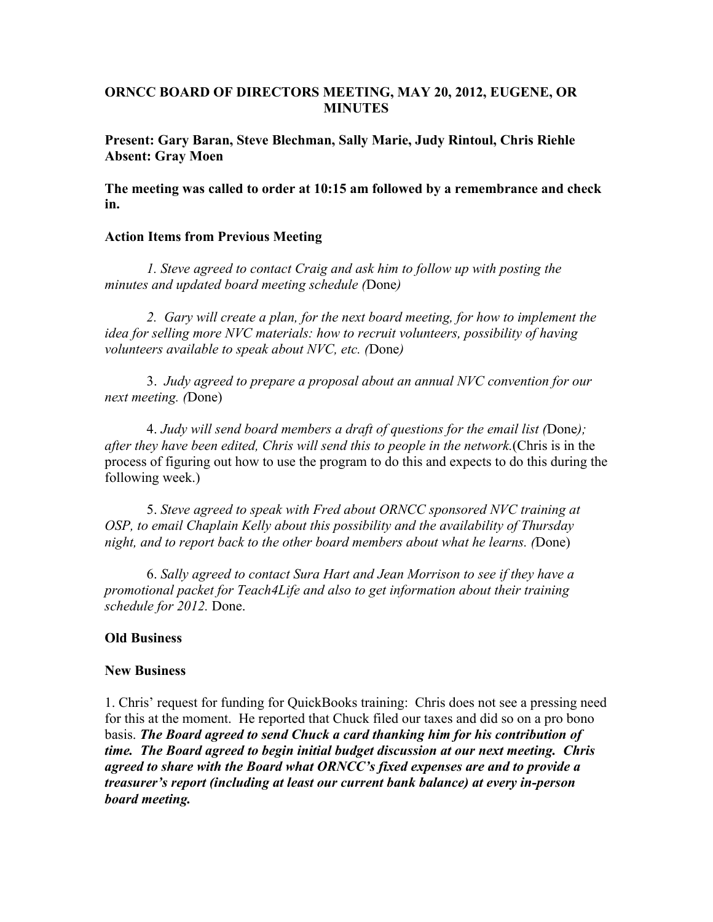# ORNCC BOARD OF DIRECTORS MEETING, MAY 20, 2012, EUGENE, OR MINUTES

**Present: Gary Baran, Steve Blechman, Sally Marie, Judy Rintoul, Chris Riehle**
**Absent: Gray Moen**

**The meeting was called to order at 10:15 am followed by a remembrance and check in.**

## Action Items from Previous Meeting

*1. Steve agreed to contact Craig and ask him to follow up with posting the minutes and updated board meeting schedule (*Done*)*

*2. Gary will create a plan, for the next board meeting, for how to implement the idea for selling more NVC materials: how to recruit volunteers, possibility of having volunteers available to speak about NVC, etc. (*Done*)*

3. *Judy agreed to prepare a proposal about an annual NVC convention for our next meeting. (*Done)

4. *Judy will send board members a draft of questions for the email list (*Done*); after they have been edited, Chris will send this to people in the network.*(Chris is in the process of figuring out how to use the program to do this and expects to do this during the following week.)

5. *Steve agreed to speak with Fred about ORNCC sponsored NVC training at OSP, to email Chaplain Kelly about this possibility and the availability of Thursday night, and to report back to the other board members about what he learns. (*Done)

6. *Sally agreed to contact Sura Hart and Jean Morrison to see if they have a promotional packet for Teach4Life and also to get information about their training schedule for 2012.* Done.

## Old Business

## New Business

1. Chris' request for funding for QuickBooks training: Chris does not see a pressing need for this at the moment. He reported that Chuck filed our taxes and did so on a pro bono basis. ***The Board agreed to send Chuck a card thanking him for his contribution of time. The Board agreed to begin initial budget discussion at our next meeting. Chris agreed to share with the Board what ORNCC's fixed expenses are and to provide a treasurer's report (including at least our current bank balance) at every in-person board meeting.***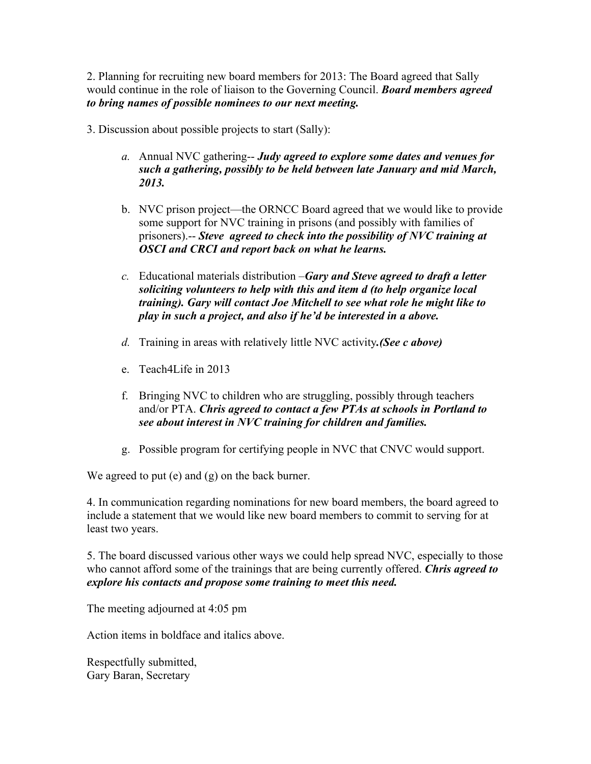2. Planning for recruiting new board members for 2013: The Board agreed that Sally would continue in the role of liaison to the Governing Council. ***Board members agreed to bring names of possible nominees to our next meeting.***

3. Discussion about possible projects to start (Sally):

   *a.* Annual NVC gathering-- ***Judy agreed to explore some dates and venues for such a gathering, possibly to be held between late January and mid March, 2013.***

   b. NVC prison project—the ORNCC Board agreed that we would like to provide some support for NVC training in prisons (and possibly with families of prisoners).-- ***Steve agreed to check into the possibility of NVC training at OSCI and CRCI and report back on what he learns.***

   *c.* Educational materials distribution –***Gary and Steve agreed to draft a letter soliciting volunteers to help with this and item d (to help organize local training). Gary will contact Joe Mitchell to see what role he might like to play in such a project, and also if he'd be interested in a above.***

   *d.* Training in areas with relatively little NVC activity***.(See c above)***

   e. Teach4Life in 2013

   f. Bringing NVC to children who are struggling, possibly through teachers and/or PTA. ***Chris agreed to contact a few PTAs at schools in Portland to see about interest in NVC training for children and families.***

   g. Possible program for certifying people in NVC that CNVC would support.

We agreed to put (e) and (g) on the back burner.

4. In communication regarding nominations for new board members, the board agreed to include a statement that we would like new board members to commit to serving for at least two years.

5. The board discussed various other ways we could help spread NVC, especially to those who cannot afford some of the trainings that are being currently offered. ***Chris agreed to explore his contacts and propose some training to meet this need.***

The meeting adjourned at 4:05 pm

Action items in boldface and italics above.

Respectfully submitted,
Gary Baran, Secretary